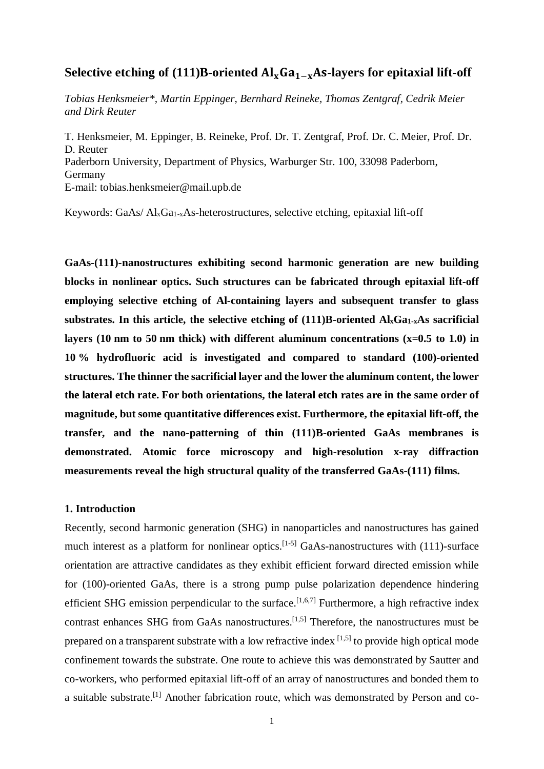# Selective etching of (111)B-oriented $Al_xGa_{1-x}As$-layers for epitaxial lift-off

*Tobias Henksmeier\*, Martin Eppinger, Bernhard Reineke, Thomas Zentgraf, Cedrik Meier and Dirk Reuter*

T. Henksmeier, M. Eppinger, B. Reineke, Prof. Dr. T. Zentgraf, Prof. Dr. C. Meier, Prof. Dr. D. Reuter
Paderborn University, Department of Physics, Warburger Str. 100, 33098 Paderborn, Germany
E-mail: tobias.henksmeier@mail.upb.de

Keywords: GaAs/ $Al_xGa_{1-x}As$-heterostructures, selective etching, epitaxial lift-off

**GaAs-(111)-nanostructures exhibiting second harmonic generation are new building blocks in nonlinear optics. Such structures can be fabricated through epitaxial lift-off employing selective etching of Al-containing layers and subsequent transfer to glass substrates. In this article, the selective etching of (111)B-oriented $Al_xGa_{1-x}As$ sacrificial layers (10 nm to 50 nm thick) with different aluminum concentrations (x=0.5 to 1.0) in 10 % hydrofluoric acid is investigated and compared to standard (100)-oriented structures. The thinner the sacrificial layer and the lower the aluminum content, the lower the lateral etch rate. For both orientations, the lateral etch rates are in the same order of magnitude, but some quantitative differences exist. Furthermore, the epitaxial lift-off, the transfer, and the nano-patterning of thin (111)B-oriented GaAs membranes is demonstrated. Atomic force microscopy and high-resolution x-ray diffraction measurements reveal the high structural quality of the transferred GaAs-(111) films.**

## 1. Introduction

Recently, second harmonic generation (SHG) in nanoparticles and nanostructures has gained much interest as a platform for nonlinear optics.[1-5] GaAs-nanostructures with (111)-surface orientation are attractive candidates as they exhibit efficient forward directed emission while for (100)-oriented GaAs, there is a strong pump pulse polarization dependence hindering efficient SHG emission perpendicular to the surface.[1,6,7] Furthermore, a high refractive index contrast enhances SHG from GaAs nanostructures.[1,5] Therefore, the nanostructures must be prepared on a transparent substrate with a low refractive index [1,5] to provide high optical mode confinement towards the substrate. One route to achieve this was demonstrated by Sautter and co-workers, who performed epitaxial lift-off of an array of nanostructures and bonded them to a suitable substrate.[1] Another fabrication route, which was demonstrated by Person and co-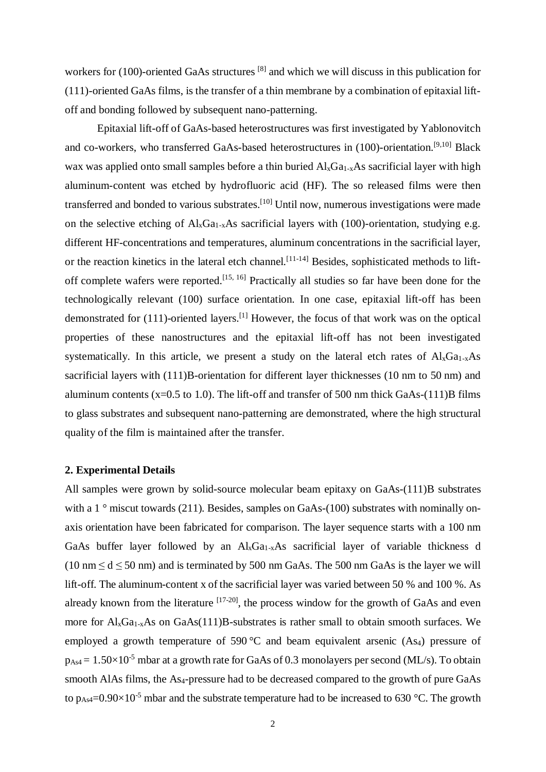workers for (100)-oriented GaAs structures [8] and which we will discuss in this publication for (111)-oriented GaAs films, is the transfer of a thin membrane by a combination of epitaxial lift-off and bonding followed by subsequent nano-patterning.

Epitaxial lift-off of GaAs-based heterostructures was first investigated by Yablonovitch and co-workers, who transferred GaAs-based heterostructures in (100)-orientation.[9,10] Black wax was applied onto small samples before a thin buried $Al_xGa_{1-x}As$ sacrificial layer with high aluminum-content was etched by hydrofluoric acid (HF). The so released films were then transferred and bonded to various substrates.[10] Until now, numerous investigations were made on the selective etching of $Al_xGa_{1-x}As$ sacrificial layers with (100)-orientation, studying e.g. different HF-concentrations and temperatures, aluminum concentrations in the sacrificial layer, or the reaction kinetics in the lateral etch channel.[11-14] Besides, sophisticated methods to lift-off complete wafers were reported.[15, 16] Practically all studies so far have been done for the technologically relevant (100) surface orientation. In one case, epitaxial lift-off has been demonstrated for (111)-oriented layers.[1] However, the focus of that work was on the optical properties of these nanostructures and the epitaxial lift-off has not been investigated systematically. In this article, we present a study on the lateral etch rates of $Al_xGa_{1-x}As$ sacrificial layers with (111)B-orientation for different layer thicknesses (10 nm to 50 nm) and aluminum contents (x=0.5 to 1.0). The lift-off and transfer of 500 nm thick GaAs-(111)B films to glass substrates and subsequent nano-patterning are demonstrated, where the high structural quality of the film is maintained after the transfer.

## 2. Experimental Details

All samples were grown by solid-source molecular beam epitaxy on GaAs-(111)B substrates with a 1 ° miscut towards (211). Besides, samples on GaAs-(100) substrates with nominally on-axis orientation have been fabricated for comparison. The layer sequence starts with a 100 nm GaAs buffer layer followed by an $Al_xGa_{1-x}As$ sacrificial layer of variable thickness d ($10\text{ nm} \leq d \leq 50\text{ nm}$) and is terminated by 500 nm GaAs. The 500 nm GaAs is the layer we will lift-off. The aluminum-content x of the sacrificial layer was varied between 50 % and 100 %. As already known from the literature [17-20], the process window for the growth of GaAs and even more for $Al_xGa_{1-x}As$ on GaAs(111)B-substrates is rather small to obtain smooth surfaces. We employed a growth temperature of 590 °C and beam equivalent arsenic ($As_4$) pressure of $p_{As4} = 1.50\times10^{-5}$ mbar at a growth rate for GaAs of 0.3 monolayers per second (ML/s). To obtain smooth AlAs films, the $As_4$-pressure had to be decreased compared to the growth of pure GaAs to $p_{As4}=0.90\times10^{-5}$ mbar and the substrate temperature had to be increased to 630 °C. The growth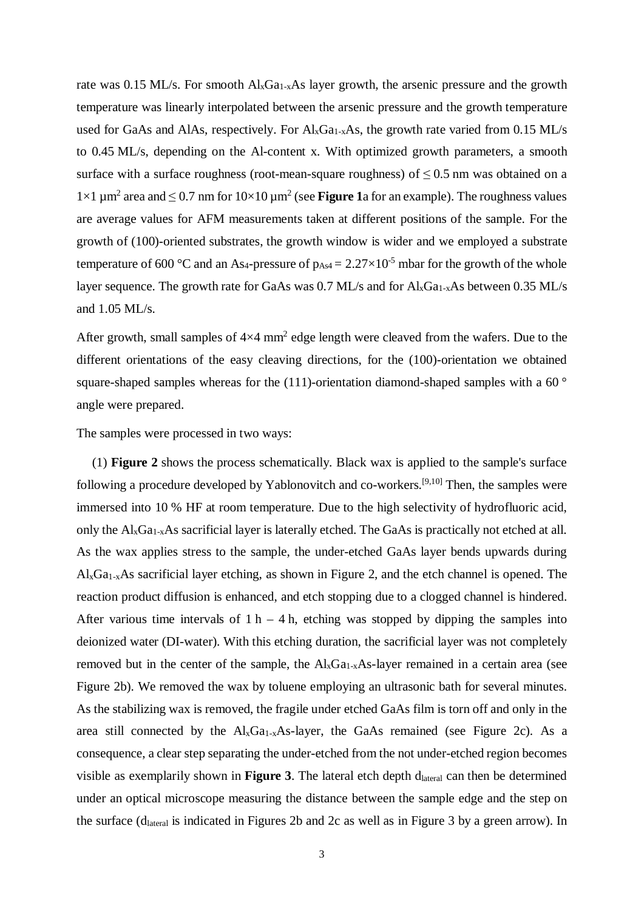rate was 0.15 ML/s. For smooth $Al_xGa_{1-x}As$ layer growth, the arsenic pressure and the growth temperature was linearly interpolated between the arsenic pressure and the growth temperature used for GaAs and AlAs, respectively. For $Al_xGa_{1-x}As$, the growth rate varied from 0.15 ML/s to 0.45 ML/s, depending on the Al-content x. With optimized growth parameters, a smooth surface with a surface roughness (root-mean-square roughness) of $\leq 0.5$ nm was obtained on a $1\times1$ µm$^2$ area and $\leq 0.7$ nm for $10\times10$ µm$^2$ (see **Figure 1**a for an example). The roughness values are average values for AFM measurements taken at different positions of the sample. For the growth of (100)-oriented substrates, the growth window is wider and we employed a substrate temperature of 600 °C and an $As_4$-pressure of $p_{As4} = 2.27\times10^{-5}$ mbar for the growth of the whole layer sequence. The growth rate for GaAs was 0.7 ML/s and for $Al_xGa_{1-x}As$ between 0.35 ML/s and 1.05 ML/s.

After growth, small samples of $4\times4$ mm$^2$ edge length were cleaved from the wafers. Due to the different orientations of the easy cleaving directions, for the (100)-orientation we obtained square-shaped samples whereas for the (111)-orientation diamond-shaped samples with a 60 ° angle were prepared.

The samples were processed in two ways:

(1) **Figure 2** shows the process schematically. Black wax is applied to the sample's surface following a procedure developed by Yablonovitch and co-workers.[9,10] Then, the samples were immersed into 10 % HF at room temperature. Due to the high selectivity of hydrofluoric acid, only the $Al_xGa_{1-x}As$ sacrificial layer is laterally etched. The GaAs is practically not etched at all. As the wax applies stress to the sample, the under-etched GaAs layer bends upwards during $Al_xGa_{1-x}As$ sacrificial layer etching, as shown in Figure 2, and the etch channel is opened. The reaction product diffusion is enhanced, and etch stopping due to a clogged channel is hindered. After various time intervals of 1 h – 4 h, etching was stopped by dipping the samples into deionized water (DI-water). With this etching duration, the sacrificial layer was not completely removed but in the center of the sample, the $Al_xGa_{1-x}As$-layer remained in a certain area (see Figure 2b). We removed the wax by toluene employing an ultrasonic bath for several minutes. As the stabilizing wax is removed, the fragile under etched GaAs film is torn off and only in the area still connected by the $Al_xGa_{1-x}As$-layer, the GaAs remained (see Figure 2c). As a consequence, a clear step separating the under-etched from the not under-etched region becomes visible as exemplarily shown in **Figure 3**. The lateral etch depth $d_{lateral}$ can then be determined under an optical microscope measuring the distance between the sample edge and the step on the surface ($d_{lateral}$ is indicated in Figures 2b and 2c as well as in Figure 3 by a green arrow). In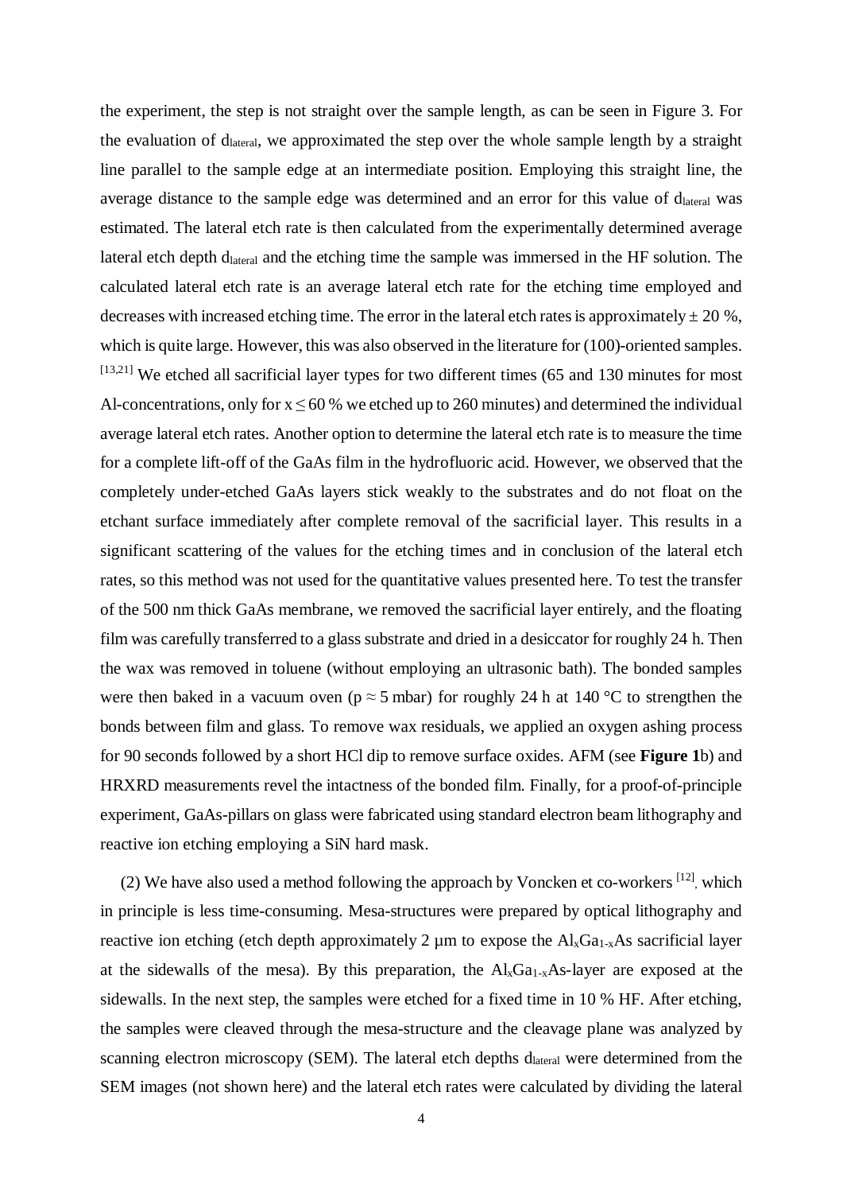the experiment, the step is not straight over the sample length, as can be seen in Figure 3. For the evaluation of $d_{lateral}$, we approximated the step over the whole sample length by a straight line parallel to the sample edge at an intermediate position. Employing this straight line, the average distance to the sample edge was determined and an error for this value of $d_{lateral}$ was estimated. The lateral etch rate is then calculated from the experimentally determined average lateral etch depth $d_{lateral}$ and the etching time the sample was immersed in the HF solution. The calculated lateral etch rate is an average lateral etch rate for the etching time employed and decreases with increased etching time. The error in the lateral etch rates is approximately ± 20 %, which is quite large. However, this was also observed in the literature for (100)-oriented samples. [13,21] We etched all sacrificial layer types for two different times (65 and 130 minutes for most Al-concentrations, only for $x \leq 60$ % we etched up to 260 minutes) and determined the individual average lateral etch rates. Another option to determine the lateral etch rate is to measure the time for a complete lift-off of the GaAs film in the hydrofluoric acid. However, we observed that the completely under-etched GaAs layers stick weakly to the substrates and do not float on the etchant surface immediately after complete removal of the sacrificial layer. This results in a significant scattering of the values for the etching times and in conclusion of the lateral etch rates, so this method was not used for the quantitative values presented here. To test the transfer of the 500 nm thick GaAs membrane, we removed the sacrificial layer entirely, and the floating film was carefully transferred to a glass substrate and dried in a desiccator for roughly 24 h. Then the wax was removed in toluene (without employing an ultrasonic bath). The bonded samples were then baked in a vacuum oven ($p \approx 5$ mbar) for roughly 24 h at 140 °C to strengthen the bonds between film and glass. To remove wax residuals, we applied an oxygen ashing process for 90 seconds followed by a short HCl dip to remove surface oxides. AFM (see **Figure 1**b) and HRXRD measurements revel the intactness of the bonded film. Finally, for a proof-of-principle experiment, GaAs-pillars on glass were fabricated using standard electron beam lithography and reactive ion etching employing a SiN hard mask.

(2) We have also used a method following the approach by Voncken et co-workers [12], which in principle is less time-consuming. Mesa-structures were prepared by optical lithography and reactive ion etching (etch depth approximately 2 µm to expose the $Al_xGa_{1-x}As$ sacrificial layer at the sidewalls of the mesa). By this preparation, the $Al_xGa_{1-x}As$-layer are exposed at the sidewalls. In the next step, the samples were etched for a fixed time in 10 % HF. After etching, the samples were cleaved through the mesa-structure and the cleavage plane was analyzed by scanning electron microscopy (SEM). The lateral etch depths $d_{lateral}$ were determined from the SEM images (not shown here) and the lateral etch rates were calculated by dividing the lateral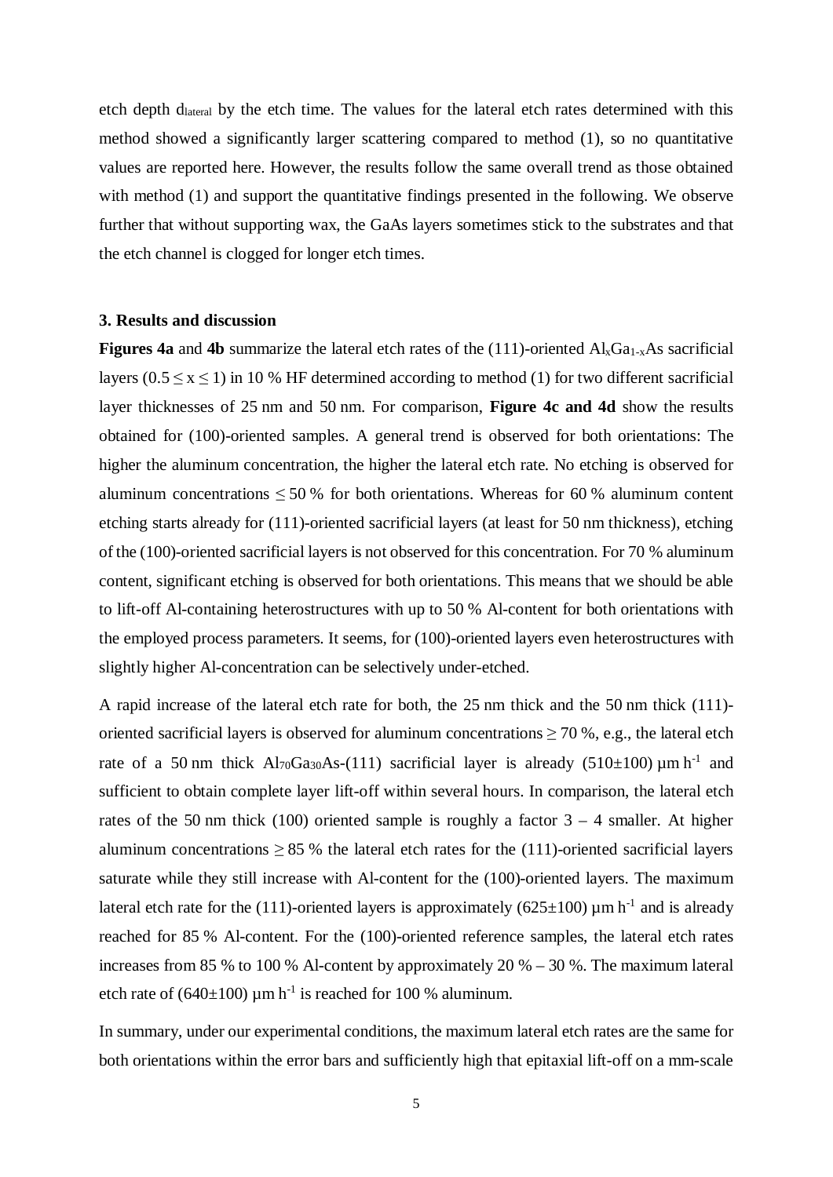etch depth $d_{lateral}$ by the etch time. The values for the lateral etch rates determined with this method showed a significantly larger scattering compared to method (1), so no quantitative values are reported here. However, the results follow the same overall trend as those obtained with method (1) and support the quantitative findings presented in the following. We observe further that without supporting wax, the GaAs layers sometimes stick to the substrates and that the etch channel is clogged for longer etch times.

### 3. Results and discussion

**Figures 4a** and **4b** summarize the lateral etch rates of the (111)-oriented $Al_xGa_{1-x}As$ sacrificial layers ($0.5 \leq x \leq 1$) in 10 % HF determined according to method (1) for two different sacrificial layer thicknesses of 25 nm and 50 nm. For comparison, **Figure 4c and 4d** show the results obtained for (100)-oriented samples. A general trend is observed for both orientations: The higher the aluminum concentration, the higher the lateral etch rate. No etching is observed for aluminum concentrations $\leq 50$ % for both orientations. Whereas for 60 % aluminum content etching starts already for (111)-oriented sacrificial layers (at least for 50 nm thickness), etching of the (100)-oriented sacrificial layers is not observed for this concentration. For 70 % aluminum content, significant etching is observed for both orientations. This means that we should be able to lift-off Al-containing heterostructures with up to 50 % Al-content for both orientations with the employed process parameters. It seems, for (100)-oriented layers even heterostructures with slightly higher Al-concentration can be selectively under-etched.

A rapid increase of the lateral etch rate for both, the 25 nm thick and the 50 nm thick (111)-oriented sacrificial layers is observed for aluminum concentrations $\geq 70$ %, e.g., the lateral etch rate of a 50 nm thick $Al_{70}Ga_{30}As$-(111) sacrificial layer is already $(510 \pm 100)$ µm h$^{-1}$ and sufficient to obtain complete layer lift-off within several hours. In comparison, the lateral etch rates of the 50 nm thick (100) oriented sample is roughly a factor 3 – 4 smaller. At higher aluminum concentrations $\geq 85$ % the lateral etch rates for the (111)-oriented sacrificial layers saturate while they still increase with Al-content for the (100)-oriented layers. The maximum lateral etch rate for the (111)-oriented layers is approximately $(625 \pm 100)$ µm h$^{-1}$ and is already reached for 85 % Al-content. For the (100)-oriented reference samples, the lateral etch rates increases from 85 % to 100 % Al-content by approximately 20 % – 30 %. The maximum lateral etch rate of $(640 \pm 100)$ µm h$^{-1}$ is reached for 100 % aluminum.

In summary, under our experimental conditions, the maximum lateral etch rates are the same for both orientations within the error bars and sufficiently high that epitaxial lift-off on a mm-scale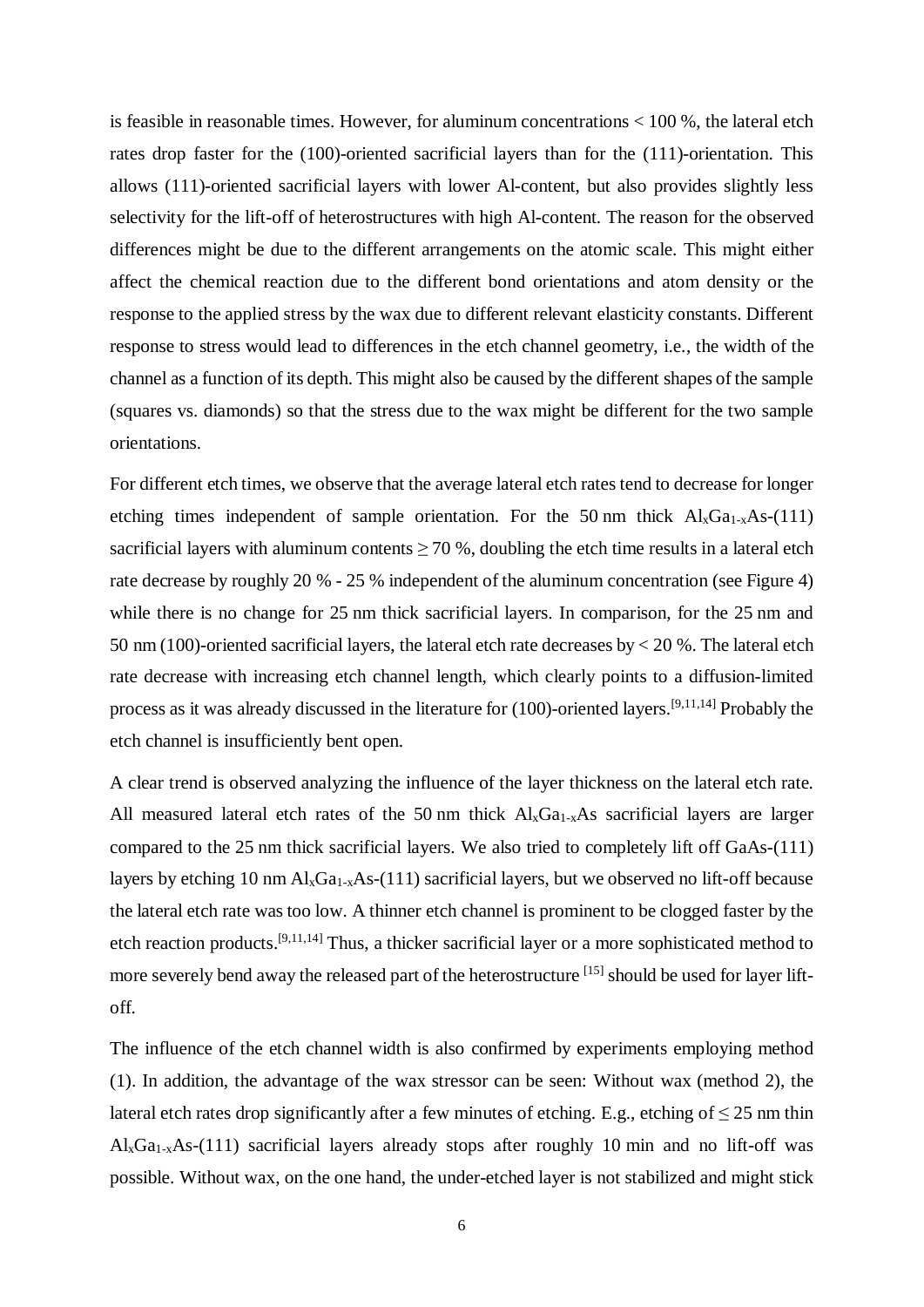is feasible in reasonable times. However, for aluminum concentrations < 100 %, the lateral etch rates drop faster for the (100)-oriented sacrificial layers than for the (111)-orientation. This allows (111)-oriented sacrificial layers with lower Al-content, but also provides slightly less selectivity for the lift-off of heterostructures with high Al-content. The reason for the observed differences might be due to the different arrangements on the atomic scale. This might either affect the chemical reaction due to the different bond orientations and atom density or the response to the applied stress by the wax due to different relevant elasticity constants. Different response to stress would lead to differences in the etch channel geometry, i.e., the width of the channel as a function of its depth. This might also be caused by the different shapes of the sample (squares vs. diamonds) so that the stress due to the wax might be different for the two sample orientations.

For different etch times, we observe that the average lateral etch rates tend to decrease for longer etching times independent of sample orientation. For the 50 nm thick $Al_xGa_{1-x}As$-(111) sacrificial layers with aluminum contents $\geq 70$ %, doubling the etch time results in a lateral etch rate decrease by roughly 20 % - 25 % independent of the aluminum concentration (see Figure 4) while there is no change for 25 nm thick sacrificial layers. In comparison, for the 25 nm and 50 nm (100)-oriented sacrificial layers, the lateral etch rate decreases by < 20 %. The lateral etch rate decrease with increasing etch channel length, which clearly points to a diffusion-limited process as it was already discussed in the literature for (100)-oriented layers.[9,11,14] Probably the etch channel is insufficiently bent open.

A clear trend is observed analyzing the influence of the layer thickness on the lateral etch rate. All measured lateral etch rates of the 50 nm thick $Al_xGa_{1-x}As$ sacrificial layers are larger compared to the 25 nm thick sacrificial layers. We also tried to completely lift off GaAs-(111) layers by etching 10 nm $Al_xGa_{1-x}As$-(111) sacrificial layers, but we observed no lift-off because the lateral etch rate was too low. A thinner etch channel is prominent to be clogged faster by the etch reaction products.[9,11,14] Thus, a thicker sacrificial layer or a more sophisticated method to more severely bend away the released part of the heterostructure [15] should be used for layer lift-off.

The influence of the etch channel width is also confirmed by experiments employing method (1). In addition, the advantage of the wax stressor can be seen: Without wax (method 2), the lateral etch rates drop significantly after a few minutes of etching. E.g., etching of $\leq 25$ nm thin $Al_xGa_{1-x}As$-(111) sacrificial layers already stops after roughly 10 min and no lift-off was possible. Without wax, on the one hand, the under-etched layer is not stabilized and might stick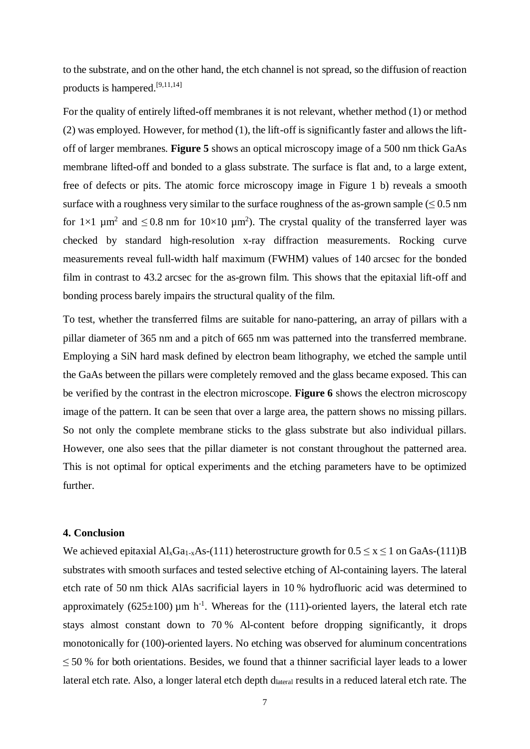to the substrate, and on the other hand, the etch channel is not spread, so the diffusion of reaction products is hampered.[9,11,14]

For the quality of entirely lifted-off membranes it is not relevant, whether method (1) or method (2) was employed. However, for method (1), the lift-off is significantly faster and allows the lift-off of larger membranes. **Figure 5** shows an optical microscopy image of a 500 nm thick GaAs membrane lifted-off and bonded to a glass substrate. The surface is flat and, to a large extent, free of defects or pits. The atomic force microscopy image in Figure 1 b) reveals a smooth surface with a roughness very similar to the surface roughness of the as-grown sample ($\leq 0.5$ nm for $1\times1\ \mu m^2$ and $\leq 0.8$ nm for $10\times10\ \mu m^2$). The crystal quality of the transferred layer was checked by standard high-resolution x-ray diffraction measurements. Rocking curve measurements reveal full-width half maximum (FWHM) values of 140 arcsec for the bonded film in contrast to 43.2 arcsec for the as-grown film. This shows that the epitaxial lift-off and bonding process barely impairs the structural quality of the film.

To test, whether the transferred films are suitable for nano-pattering, an array of pillars with a pillar diameter of 365 nm and a pitch of 665 nm was patterned into the transferred membrane. Employing a SiN hard mask defined by electron beam lithography, we etched the sample until the GaAs between the pillars were completely removed and the glass became exposed. This can be verified by the contrast in the electron microscope. **Figure 6** shows the electron microscopy image of the pattern. It can be seen that over a large area, the pattern shows no missing pillars. So not only the complete membrane sticks to the glass substrate but also individual pillars. However, one also sees that the pillar diameter is not constant throughout the patterned area. This is not optimal for optical experiments and the etching parameters have to be optimized further.

## 4. Conclusion

We achieved epitaxial $Al_xGa_{1-x}As$-(111) heterostructure growth for $0.5 \leq x \leq 1$ on GaAs-(111)B substrates with smooth surfaces and tested selective etching of Al-containing layers. The lateral etch rate of 50 nm thick AlAs sacrificial layers in 10 % hydrofluoric acid was determined to approximately $(625\pm100)\ \mu m\ h^{-1}$. Whereas for the (111)-oriented layers, the lateral etch rate stays almost constant down to 70 % Al-content before dropping significantly, it drops monotonically for (100)-oriented layers. No etching was observed for aluminum concentrations $\leq 50$ % for both orientations. Besides, we found that a thinner sacrificial layer leads to a lower lateral etch rate. Also, a longer lateral etch depth $d_{lateral}$ results in a reduced lateral etch rate. The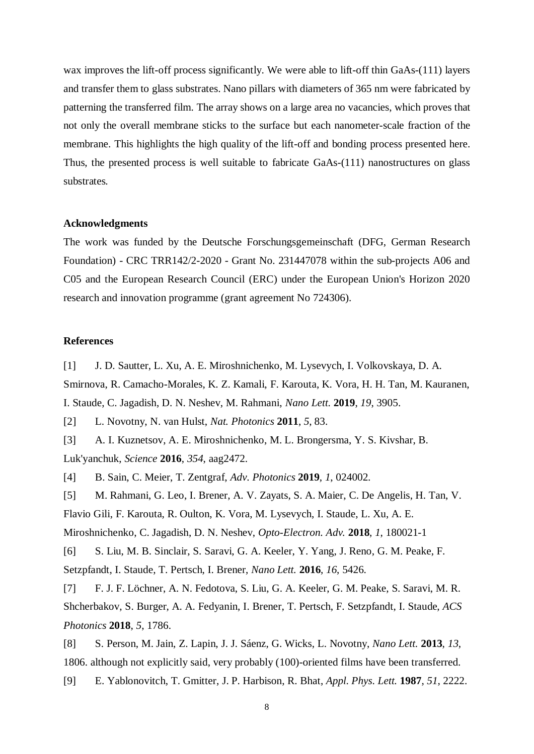wax improves the lift-off process significantly. We were able to lift-off thin GaAs-(111) layers and transfer them to glass substrates. Nano pillars with diameters of 365 nm were fabricated by patterning the transferred film. The array shows on a large area no vacancies, which proves that not only the overall membrane sticks to the surface but each nanometer-scale fraction of the membrane. This highlights the high quality of the lift-off and bonding process presented here. Thus, the presented process is well suitable to fabricate GaAs-(111) nanostructures on glass substrates.

**Acknowledgments**

The work was funded by the Deutsche Forschungsgemeinschaft (DFG, German Research Foundation) - CRC TRR142/2-2020 - Grant No. 231447078 within the sub-projects A06 and C05 and the European Research Council (ERC) under the European Union's Horizon 2020 research and innovation programme (grant agreement No 724306).

**References**

[1] J. D. Sautter, L. Xu, A. E. Miroshnichenko, M. Lysevych, I. Volkovskaya, D. A. Smirnova, R. Camacho-Morales, K. Z. Kamali, F. Karouta, K. Vora, H. H. Tan, M. Kauranen, I. Staude, C. Jagadish, D. N. Neshev, M. Rahmani, *Nano Lett.* **2019**, *19*, 3905.

[2] L. Novotny, N. van Hulst, *Nat. Photonics* **2011**, *5*, 83.

[3] A. I. Kuznetsov, A. E. Miroshnichenko, M. L. Brongersma, Y. S. Kivshar, B. Luk'yanchuk, *Science* **2016**, *354*, aag2472.

[4] B. Sain, C. Meier, T. Zentgraf, *Adv. Photonics* **2019**, *1*, 024002.

[5] M. Rahmani, G. Leo, I. Brener, A. V. Zayats, S. A. Maier, C. De Angelis, H. Tan, V. Flavio Gili, F. Karouta, R. Oulton, K. Vora, M. Lysevych, I. Staude, L. Xu, A. E. Miroshnichenko, C. Jagadish, D. N. Neshev, *Opto-Electron. Adv.* **2018**, *1*, 180021-1

[6] S. Liu, M. B. Sinclair, S. Saravi, G. A. Keeler, Y. Yang, J. Reno, G. M. Peake, F. Setzpfandt, I. Staude, T. Pertsch, I. Brener, *Nano Lett.* **2016**, *16*, 5426.

[7] F. J. F. Löchner, A. N. Fedotova, S. Liu, G. A. Keeler, G. M. Peake, S. Saravi, M. R. Shcherbakov, S. Burger, A. A. Fedyanin, I. Brener, T. Pertsch, F. Setzpfandt, I. Staude, *ACS Photonics* **2018**, *5*, 1786.

[8] S. Person, M. Jain, Z. Lapin, J. J. Sáenz, G. Wicks, L. Novotny, *Nano Lett.* **2013**, *13*, 1806. although not explicitly said, very probably (100)-oriented films have been transferred.

[9] E. Yablonovitch, T. Gmitter, J. P. Harbison, R. Bhat, *Appl. Phys. Lett.* **1987**, *51*, 2222.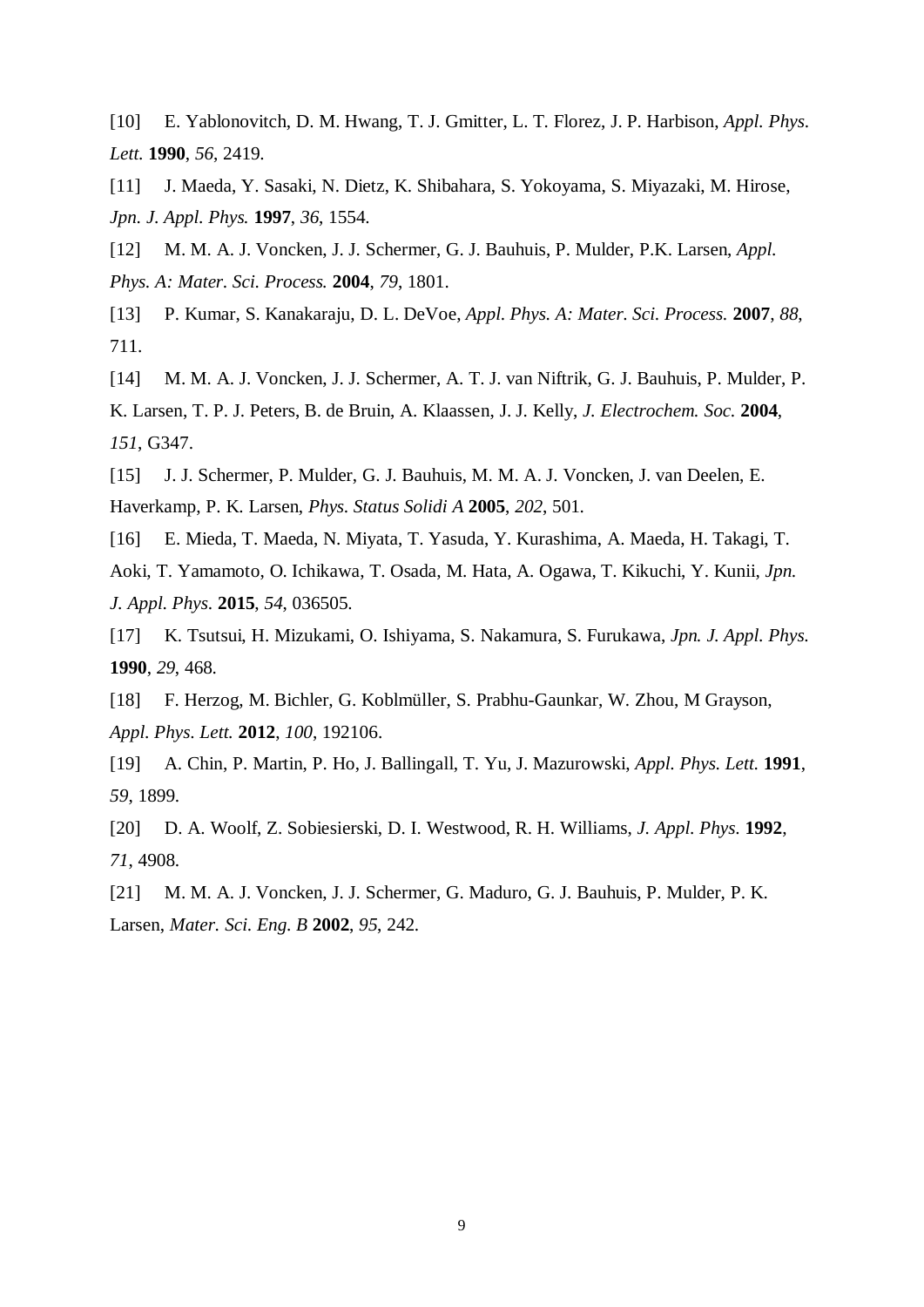[10] E. Yablonovitch, D. M. Hwang, T. J. Gmitter, L. T. Florez, J. P. Harbison, *Appl. Phys. Lett.* **1990**, *56*, 2419.

[11] J. Maeda, Y. Sasaki, N. Dietz, K. Shibahara, S. Yokoyama, S. Miyazaki, M. Hirose, *Jpn. J. Appl. Phys.* **1997**, *36*, 1554.

[12] M. M. A. J. Voncken, J. J. Schermer, G. J. Bauhuis, P. Mulder, P.K. Larsen, *Appl. Phys. A: Mater. Sci. Process.* **2004**, *79*, 1801.

[13] P. Kumar, S. Kanakaraju, D. L. DeVoe, *Appl. Phys. A: Mater. Sci. Process.* **2007**, *88*, 711.

[14] M. M. A. J. Voncken, J. J. Schermer, A. T. J. van Niftrik, G. J. Bauhuis, P. Mulder, P. K. Larsen, T. P. J. Peters, B. de Bruin, A. Klaassen, J. J. Kelly, *J. Electrochem. Soc.* **2004**, *151*, G347.

[15] J. J. Schermer, P. Mulder, G. J. Bauhuis, M. M. A. J. Voncken, J. van Deelen, E. Haverkamp, P. K. Larsen, *Phys. Status Solidi A* **2005**, *202*, 501.

[16] E. Mieda, T. Maeda, N. Miyata, T. Yasuda, Y. Kurashima, A. Maeda, H. Takagi, T. Aoki, T. Yamamoto, O. Ichikawa, T. Osada, M. Hata, A. Ogawa, T. Kikuchi, Y. Kunii, *Jpn. J. Appl. Phys.* **2015**, *54*, 036505.

[17] K. Tsutsui, H. Mizukami, O. Ishiyama, S. Nakamura, S. Furukawa, *Jpn. J. Appl. Phys.* **1990**, *29*, 468.

[18] F. Herzog, M. Bichler, G. Koblmüller, S. Prabhu-Gaunkar, W. Zhou, M Grayson, *Appl. Phys. Lett.* **2012**, *100*, 192106.

[19] A. Chin, P. Martin, P. Ho, J. Ballingall, T. Yu, J. Mazurowski, *Appl. Phys. Lett.* **1991**, *59*, 1899.

[20] D. A. Woolf, Z. Sobiesierski, D. I. Westwood, R. H. Williams, *J. Appl. Phys.* **1992**, *71*, 4908.

[21] M. M. A. J. Voncken, J. J. Schermer, G. Maduro, G. J. Bauhuis, P. Mulder, P. K. Larsen, *Mater. Sci. Eng. B* **2002**, *95*, 242.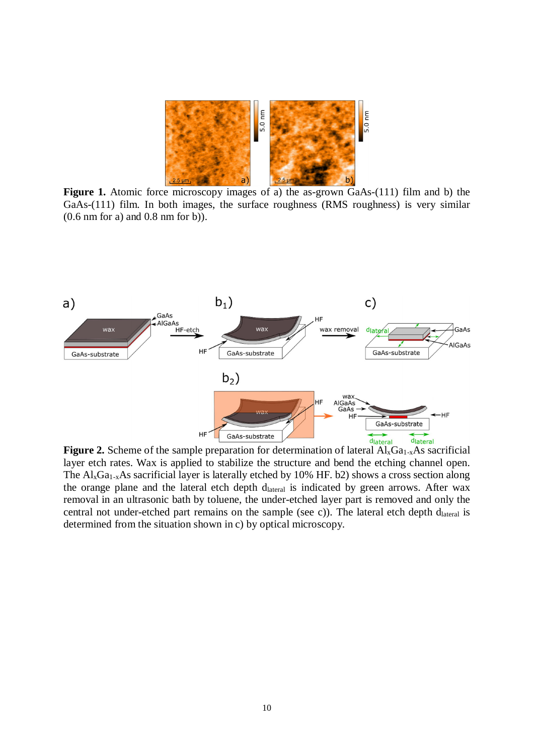**Figure 1.** Atomic force microscopy images of a) the as-grown GaAs-(111) film and b) the GaAs-(111) film. In both images, the surface roughness (RMS roughness) is very similar (0.6 nm for a) and 0.8 nm for b)).

**Figure 2.** Scheme of the sample preparation for determination of lateral $Al_xGa_{1-x}As$ sacrificial layer etch rates. Wax is applied to stabilize the structure and bend the etching channel open. The $Al_xGa_{1-x}As$ sacrificial layer is laterally etched by 10% HF. b2) shows a cross section along the orange plane and the lateral etch depth $d_{lateral}$ is indicated by green arrows. After wax removal in an ultrasonic bath by toluene, the under-etched layer part is removed and only the central not under-etched part remains on the sample (see c)). The lateral etch depth $d_{lateral}$ is determined from the situation shown in c) by optical microscopy.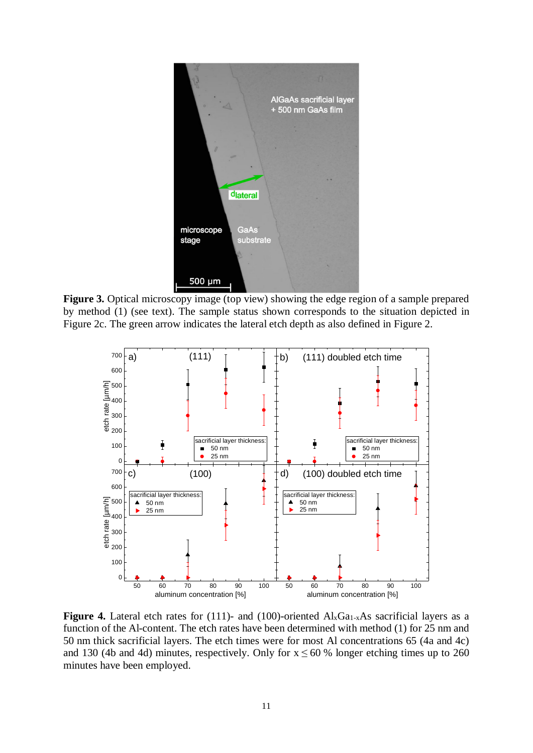**Figure 3.** Optical microscopy image (top view) showing the edge region of a sample prepared by method (1) (see text). The sample status shown corresponds to the situation depicted in Figure 2c. The green arrow indicates the lateral etch depth as also defined in Figure 2.

**Figure 4.** Lateral etch rates for (111)- and (100)-oriented $Al_xGa_{1-x}As$ sacrificial layers as a function of the Al-content. The etch rates have been determined with method (1) for 25 nm and 50 nm thick sacrificial layers. The etch times were for most Al concentrations 65 (4a and 4c) and 130 (4b and 4d) minutes, respectively. Only for $x \leq 60$ % longer etching times up to 260 minutes have been employed.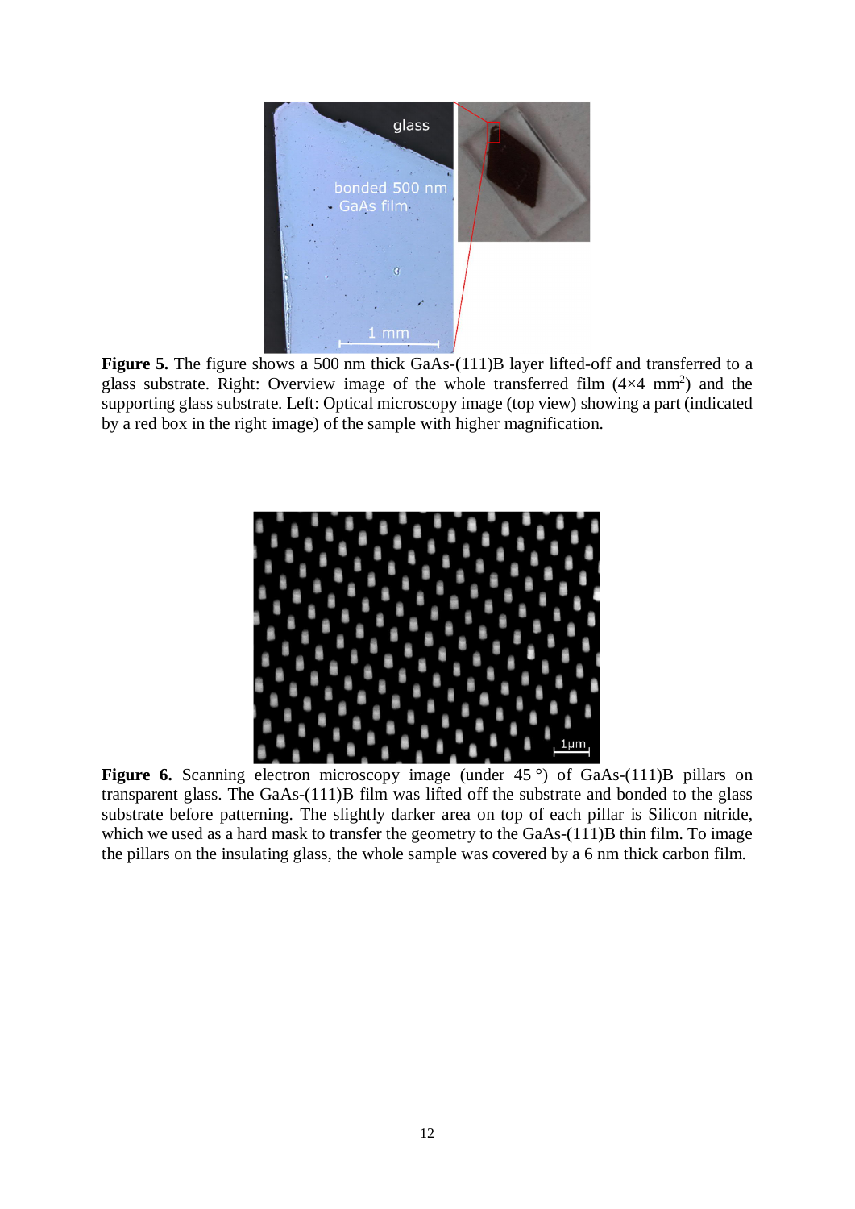**Figure 5.** The figure shows a 500 nm thick GaAs-(111)B layer lifted-off and transferred to a glass substrate. Right: Overview image of the whole transferred film (4×4 $mm^2$) and the supporting glass substrate. Left: Optical microscopy image (top view) showing a part (indicated by a red box in the right image) of the sample with higher magnification.

**Figure 6.** Scanning electron microscopy image (under 45 °) of GaAs-(111)B pillars on transparent glass. The GaAs-(111)B film was lifted off the substrate and bonded to the glass substrate before patterning. The slightly darker area on top of each pillar is Silicon nitride, which we used as a hard mask to transfer the geometry to the GaAs-(111)B thin film. To image the pillars on the insulating glass, the whole sample was covered by a 6 nm thick carbon film.